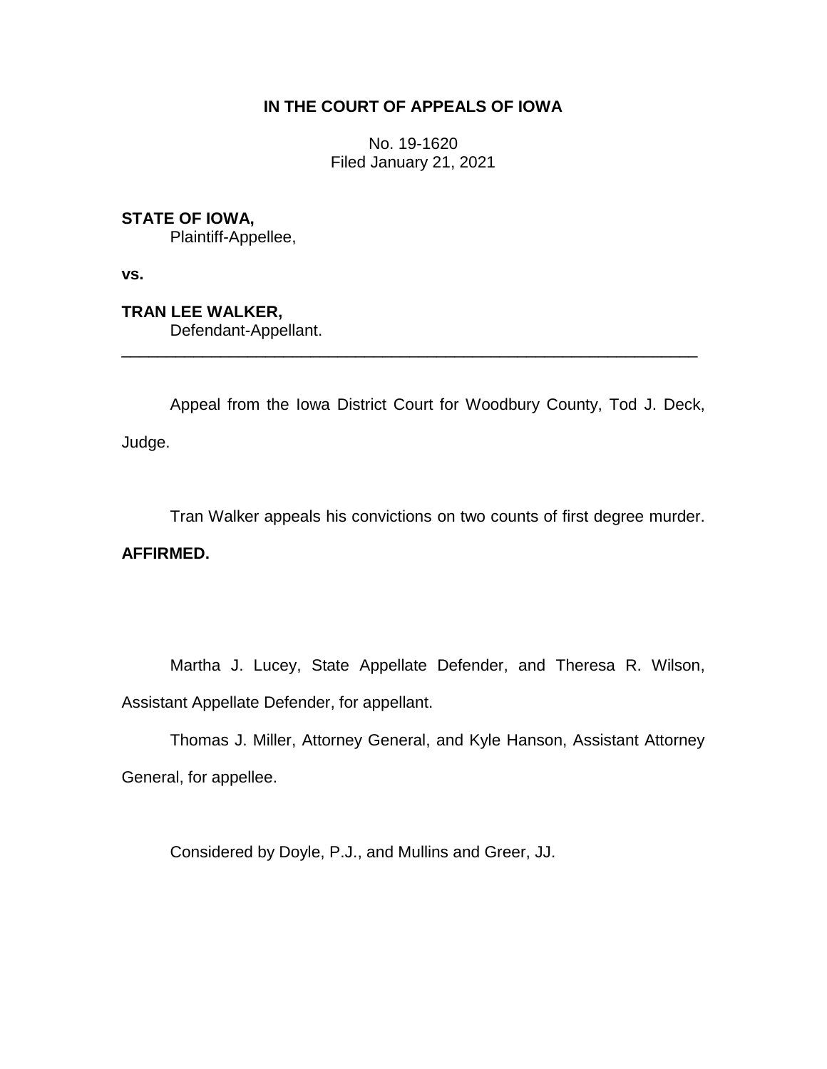# IN THE COURT OF APPEALS OF IOWA

No. 19-1620
Filed January 21, 2021

**STATE OF IOWA,**
Plaintiff-Appellee,

**vs.**

**TRAN LEE WALKER,**
Defendant-Appellant.

---

Appeal from the Iowa District Court for Woodbury County, Tod J. Deck, Judge.

Tran Walker appeals his convictions on two counts of first degree murder. **AFFIRMED.**

Martha J. Lucey, State Appellate Defender, and Theresa R. Wilson, Assistant Appellate Defender, for appellant.

Thomas J. Miller, Attorney General, and Kyle Hanson, Assistant Attorney General, for appellee.

Considered by Doyle, P.J., and Mullins and Greer, JJ.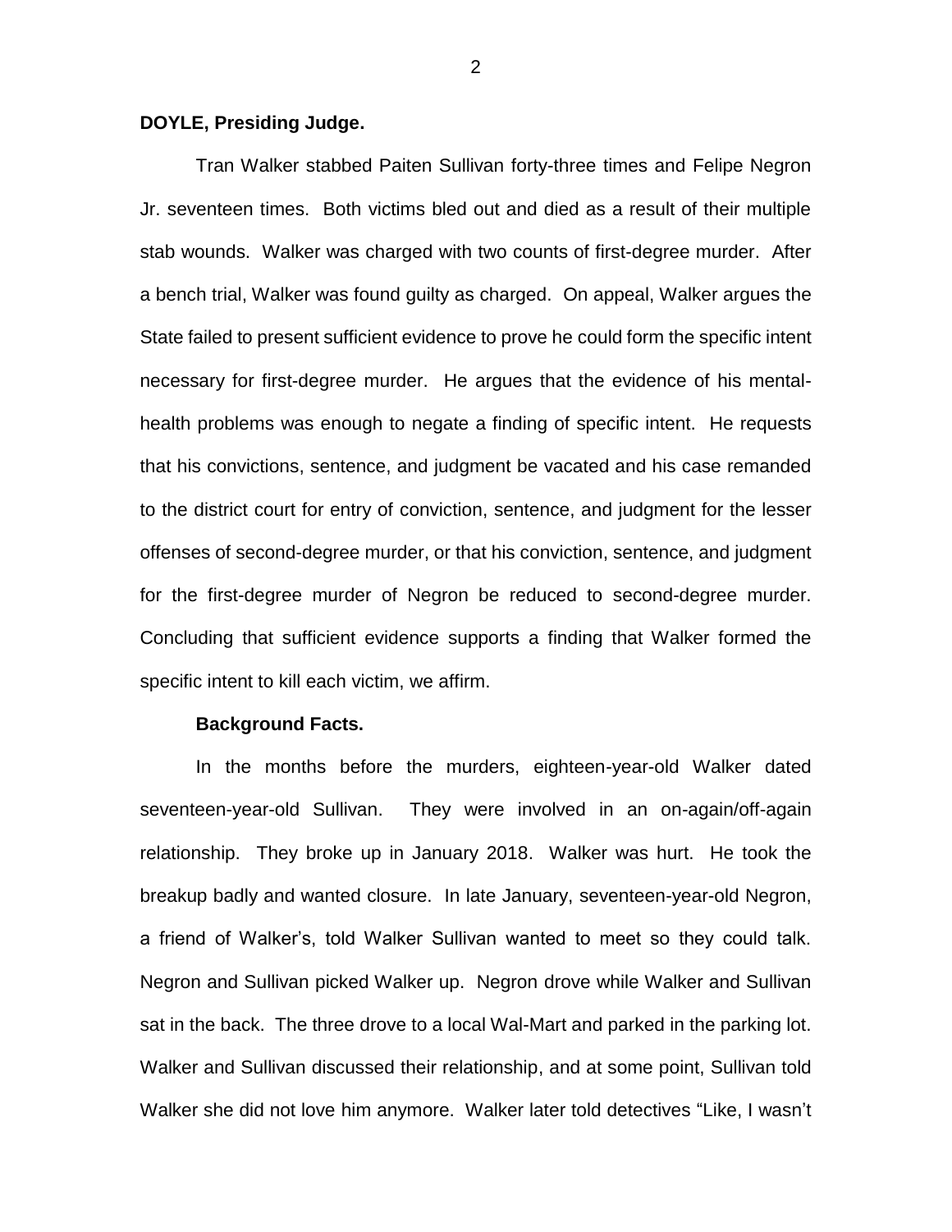**DOYLE, Presiding Judge.**

Tran Walker stabbed Paiten Sullivan forty-three times and Felipe Negron Jr. seventeen times. Both victims bled out and died as a result of their multiple stab wounds. Walker was charged with two counts of first-degree murder. After a bench trial, Walker was found guilty as charged. On appeal, Walker argues the State failed to present sufficient evidence to prove he could form the specific intent necessary for first-degree murder. He argues that the evidence of his mental-health problems was enough to negate a finding of specific intent. He requests that his convictions, sentence, and judgment be vacated and his case remanded to the district court for entry of conviction, sentence, and judgment for the lesser offenses of second-degree murder, or that his conviction, sentence, and judgment for the first-degree murder of Negron be reduced to second-degree murder. Concluding that sufficient evidence supports a finding that Walker formed the specific intent to kill each victim, we affirm.

**Background Facts.**

In the months before the murders, eighteen-year-old Walker dated seventeen-year-old Sullivan. They were involved in an on-again/off-again relationship. They broke up in January 2018. Walker was hurt. He took the breakup badly and wanted closure. In late January, seventeen-year-old Negron, a friend of Walker's, told Walker Sullivan wanted to meet so they could talk. Negron and Sullivan picked Walker up. Negron drove while Walker and Sullivan sat in the back. The three drove to a local Wal-Mart and parked in the parking lot. Walker and Sullivan discussed their relationship, and at some point, Sullivan told Walker she did not love him anymore. Walker later told detectives "Like, I wasn't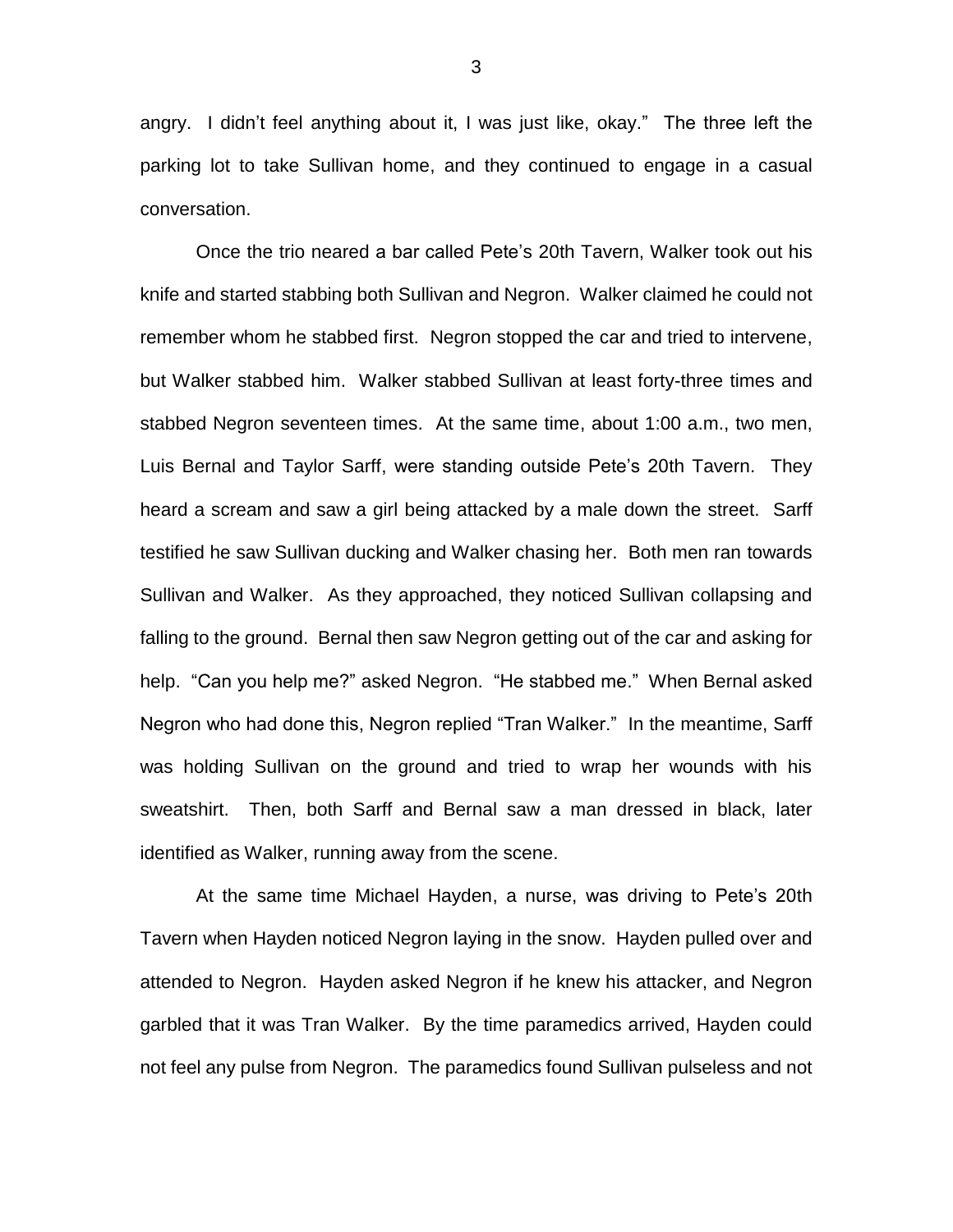angry. I didn't feel anything about it, I was just like, okay." The three left the parking lot to take Sullivan home, and they continued to engage in a casual conversation.

Once the trio neared a bar called Pete's 20th Tavern, Walker took out his knife and started stabbing both Sullivan and Negron. Walker claimed he could not remember whom he stabbed first. Negron stopped the car and tried to intervene, but Walker stabbed him. Walker stabbed Sullivan at least forty-three times and stabbed Negron seventeen times. At the same time, about 1:00 a.m., two men, Luis Bernal and Taylor Sarff, were standing outside Pete's 20th Tavern. They heard a scream and saw a girl being attacked by a male down the street. Sarff testified he saw Sullivan ducking and Walker chasing her. Both men ran towards Sullivan and Walker. As they approached, they noticed Sullivan collapsing and falling to the ground. Bernal then saw Negron getting out of the car and asking for help. "Can you help me?" asked Negron. "He stabbed me." When Bernal asked Negron who had done this, Negron replied "Tran Walker." In the meantime, Sarff was holding Sullivan on the ground and tried to wrap her wounds with his sweatshirt. Then, both Sarff and Bernal saw a man dressed in black, later identified as Walker, running away from the scene.

At the same time Michael Hayden, a nurse, was driving to Pete's 20th Tavern when Hayden noticed Negron laying in the snow. Hayden pulled over and attended to Negron. Hayden asked Negron if he knew his attacker, and Negron garbled that it was Tran Walker. By the time paramedics arrived, Hayden could not feel any pulse from Negron. The paramedics found Sullivan pulseless and not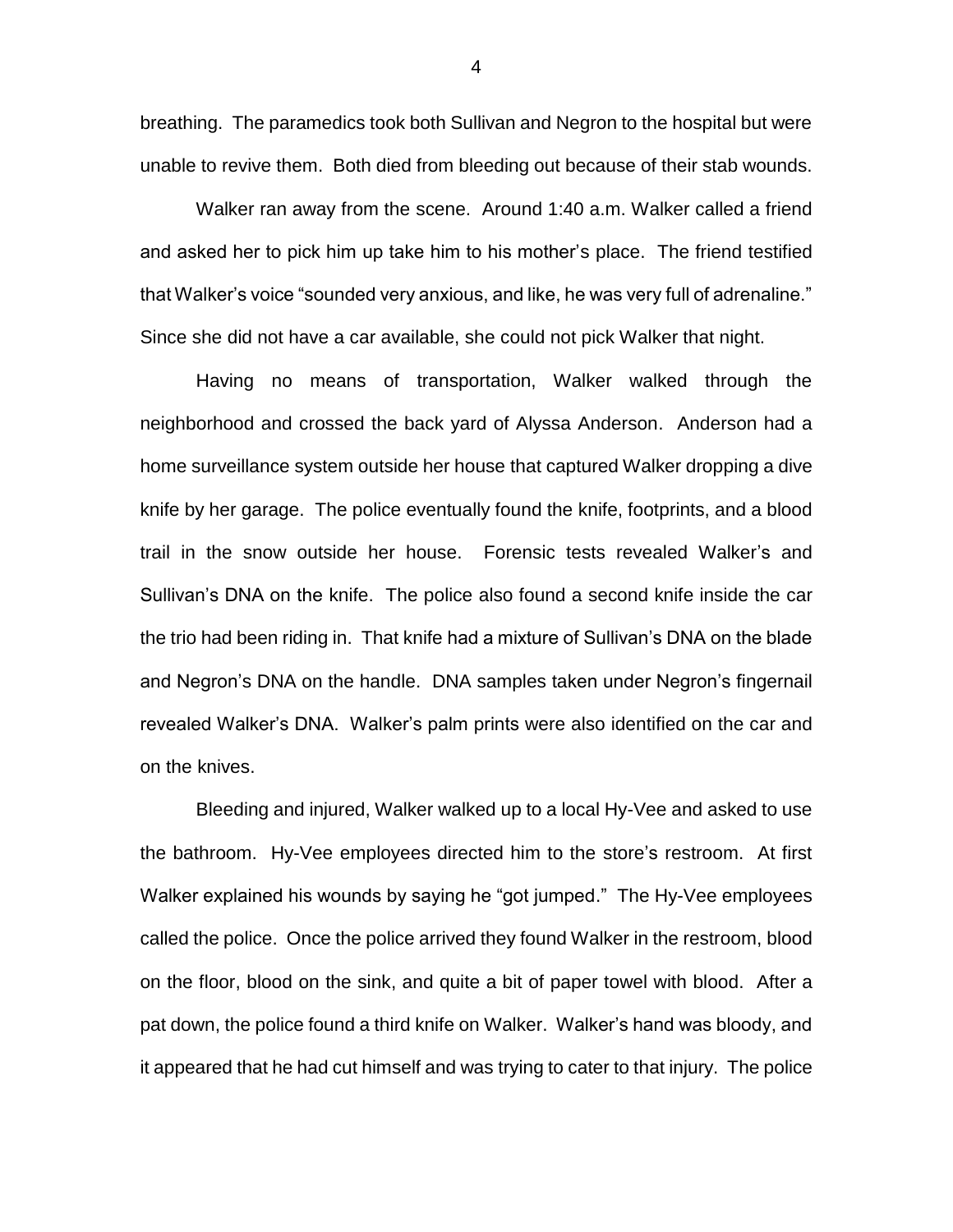breathing. The paramedics took both Sullivan and Negron to the hospital but were unable to revive them. Both died from bleeding out because of their stab wounds.

Walker ran away from the scene. Around 1:40 a.m. Walker called a friend and asked her to pick him up take him to his mother's place. The friend testified that Walker's voice "sounded very anxious, and like, he was very full of adrenaline." Since she did not have a car available, she could not pick Walker that night.

Having no means of transportation, Walker walked through the neighborhood and crossed the back yard of Alyssa Anderson. Anderson had a home surveillance system outside her house that captured Walker dropping a dive knife by her garage. The police eventually found the knife, footprints, and a blood trail in the snow outside her house. Forensic tests revealed Walker's and Sullivan's DNA on the knife. The police also found a second knife inside the car the trio had been riding in. That knife had a mixture of Sullivan's DNA on the blade and Negron's DNA on the handle. DNA samples taken under Negron's fingernail revealed Walker's DNA. Walker's palm prints were also identified on the car and on the knives.

Bleeding and injured, Walker walked up to a local Hy-Vee and asked to use the bathroom. Hy-Vee employees directed him to the store's restroom. At first Walker explained his wounds by saying he "got jumped." The Hy-Vee employees called the police. Once the police arrived they found Walker in the restroom, blood on the floor, blood on the sink, and quite a bit of paper towel with blood. After a pat down, the police found a third knife on Walker. Walker's hand was bloody, and it appeared that he had cut himself and was trying to cater to that injury. The police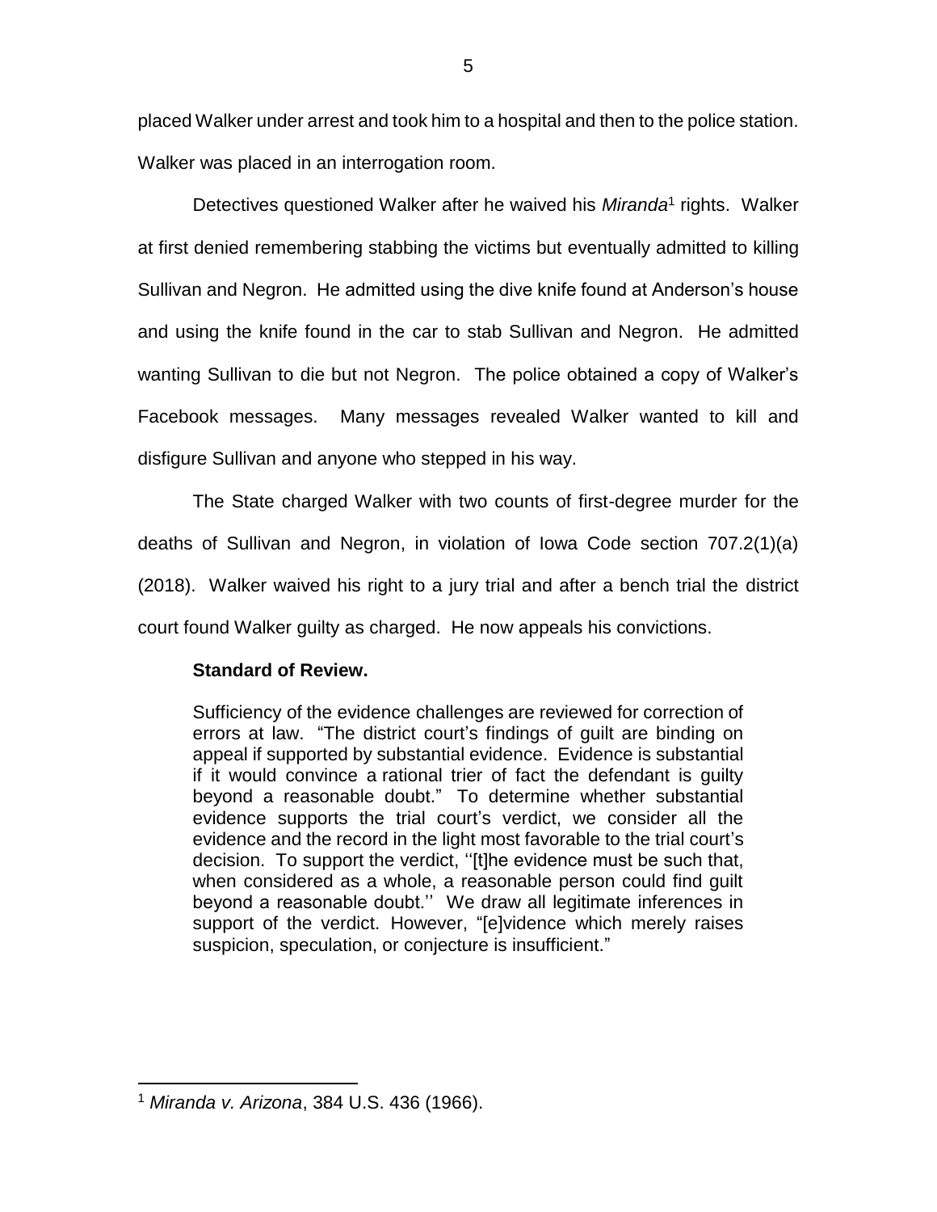placed Walker under arrest and took him to a hospital and then to the police station. Walker was placed in an interrogation room.

Detectives questioned Walker after he waived his *Miranda*[1] rights. Walker at first denied remembering stabbing the victims but eventually admitted to killing Sullivan and Negron. He admitted using the dive knife found at Anderson's house and using the knife found in the car to stab Sullivan and Negron. He admitted wanting Sullivan to die but not Negron. The police obtained a copy of Walker's Facebook messages. Many messages revealed Walker wanted to kill and disfigure Sullivan and anyone who stepped in his way.

The State charged Walker with two counts of first-degree murder for the deaths of Sullivan and Negron, in violation of Iowa Code section 707.2(1)(a) (2018). Walker waived his right to a jury trial and after a bench trial the district court found Walker guilty as charged. He now appeals his convictions.

**Standard of Review.**

> Sufficiency of the evidence challenges are reviewed for correction of errors at law. "The district court's findings of guilt are binding on appeal if supported by substantial evidence. Evidence is substantial if it would convince a rational trier of fact the defendant is guilty beyond a reasonable doubt." To determine whether substantial evidence supports the trial court's verdict, we consider all the evidence and the record in the light most favorable to the trial court's decision. To support the verdict, ''[t]he evidence must be such that, when considered as a whole, a reasonable person could find guilt beyond a reasonable doubt.'' We draw all legitimate inferences in support of the verdict. However, "[e]vidence which merely raises suspicion, speculation, or conjecture is insufficient."

---

[1] *Miranda v. Arizona*, 384 U.S. 436 (1966).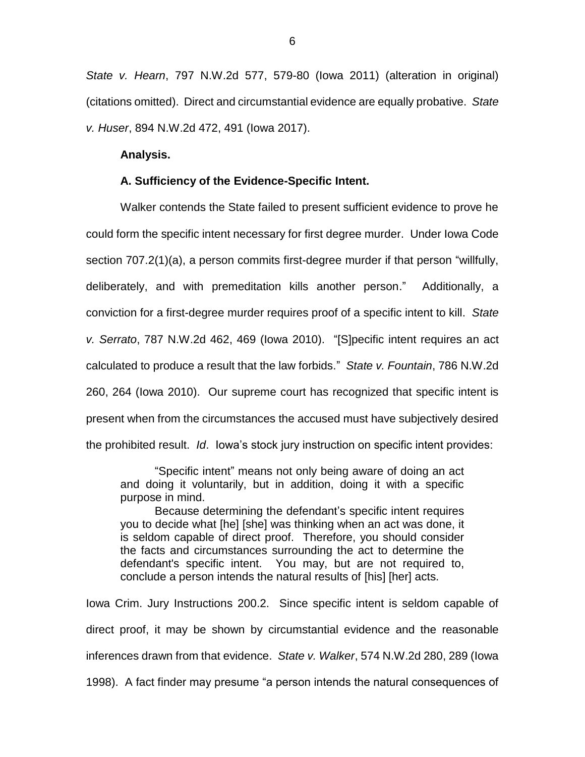*State v. Hearn*, 797 N.W.2d 577, 579-80 (Iowa 2011) (alteration in original) (citations omitted). Direct and circumstantial evidence are equally probative. *State v. Huser*, 894 N.W.2d 472, 491 (Iowa 2017).

**Analysis.**

**A. Sufficiency of the Evidence-Specific Intent.**

Walker contends the State failed to present sufficient evidence to prove he could form the specific intent necessary for first degree murder. Under Iowa Code section 707.2(1)(a), a person commits first-degree murder if that person "willfully, deliberately, and with premeditation kills another person." Additionally, a conviction for a first-degree murder requires proof of a specific intent to kill. *State v. Serrato*, 787 N.W.2d 462, 469 (Iowa 2010). "[S]pecific intent requires an act calculated to produce a result that the law forbids." *State v. Fountain*, 786 N.W.2d 260, 264 (Iowa 2010). Our supreme court has recognized that specific intent is present when from the circumstances the accused must have subjectively desired the prohibited result. *Id*. Iowa's stock jury instruction on specific intent provides:

> "Specific intent" means not only being aware of doing an act and doing it voluntarily, but in addition, doing it with a specific purpose in mind.
>
> Because determining the defendant's specific intent requires you to decide what [he] [she] was thinking when an act was done, it is seldom capable of direct proof. Therefore, you should consider the facts and circumstances surrounding the act to determine the defendant's specific intent. You may, but are not required to, conclude a person intends the natural results of [his] [her] acts.

Iowa Crim. Jury Instructions 200.2. Since specific intent is seldom capable of direct proof, it may be shown by circumstantial evidence and the reasonable inferences drawn from that evidence. *State v. Walker*, 574 N.W.2d 280, 289 (Iowa 1998). A fact finder may presume "a person intends the natural consequences of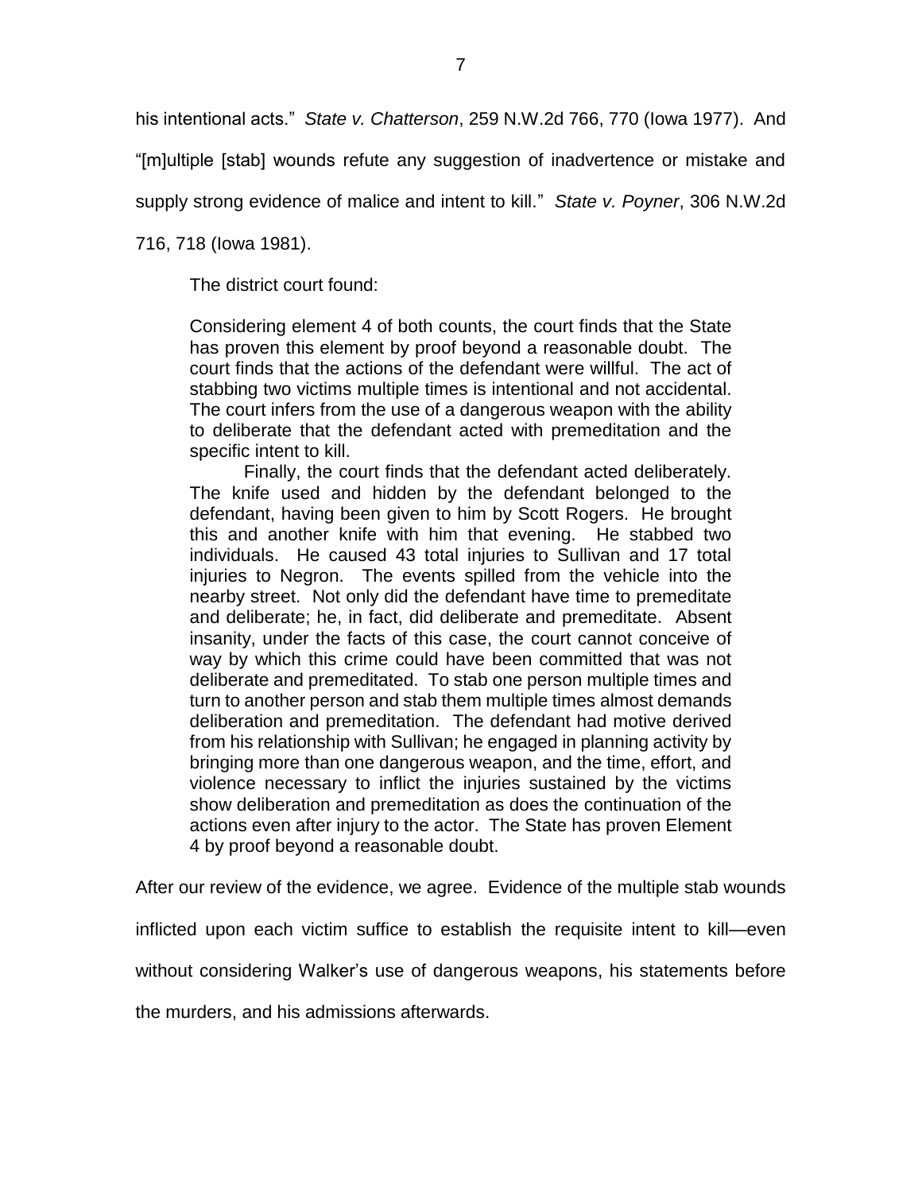his intentional acts." *State v. Chatterson*, 259 N.W.2d 766, 770 (Iowa 1977). And "[m]ultiple [stab] wounds refute any suggestion of inadvertence or mistake and supply strong evidence of malice and intent to kill." *State v. Poyner*, 306 N.W.2d 716, 718 (Iowa 1981).

The district court found:

> Considering element 4 of both counts, the court finds that the State has proven this element by proof beyond a reasonable doubt. The court finds that the actions of the defendant were willful. The act of stabbing two victims multiple times is intentional and not accidental. The court infers from the use of a dangerous weapon with the ability to deliberate that the defendant acted with premeditation and the specific intent to kill.
>
> Finally, the court finds that the defendant acted deliberately. The knife used and hidden by the defendant belonged to the defendant, having been given to him by Scott Rogers. He brought this and another knife with him that evening. He stabbed two individuals. He caused 43 total injuries to Sullivan and 17 total injuries to Negron. The events spilled from the vehicle into the nearby street. Not only did the defendant have time to premeditate and deliberate; he, in fact, did deliberate and premeditate. Absent insanity, under the facts of this case, the court cannot conceive of way by which this crime could have been committed that was not deliberate and premeditated. To stab one person multiple times and turn to another person and stab them multiple times almost demands deliberation and premeditation. The defendant had motive derived from his relationship with Sullivan; he engaged in planning activity by bringing more than one dangerous weapon, and the time, effort, and violence necessary to inflict the injuries sustained by the victims show deliberation and premeditation as does the continuation of the actions even after injury to the actor. The State has proven Element 4 by proof beyond a reasonable doubt.

After our review of the evidence, we agree. Evidence of the multiple stab wounds inflicted upon each victim suffice to establish the requisite intent to kill—even without considering Walker's use of dangerous weapons, his statements before the murders, and his admissions afterwards.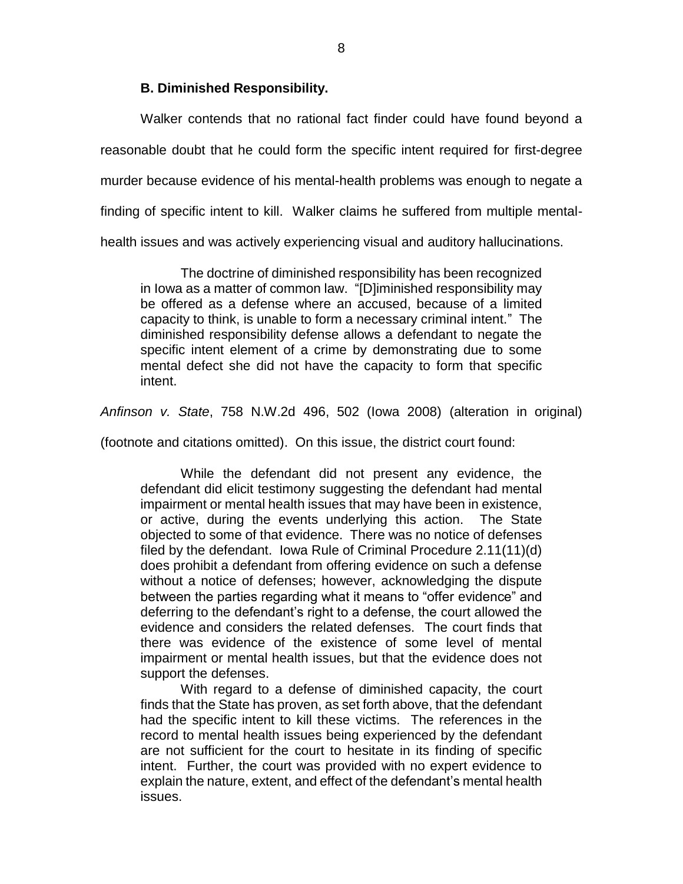### B. Diminished Responsibility.

Walker contends that no rational fact finder could have found beyond a reasonable doubt that he could form the specific intent required for first-degree murder because evidence of his mental-health problems was enough to negate a finding of specific intent to kill. Walker claims he suffered from multiple mental-health issues and was actively experiencing visual and auditory hallucinations.

> The doctrine of diminished responsibility has been recognized in Iowa as a matter of common law. "[D]iminished responsibility may be offered as a defense where an accused, because of a limited capacity to think, is unable to form a necessary criminal intent." The diminished responsibility defense allows a defendant to negate the specific intent element of a crime by demonstrating due to some mental defect she did not have the capacity to form that specific intent.

*Anfinson v. State*, 758 N.W.2d 496, 502 (Iowa 2008) (alteration in original) (footnote and citations omitted). On this issue, the district court found:

> While the defendant did not present any evidence, the defendant did elicit testimony suggesting the defendant had mental impairment or mental health issues that may have been in existence, or active, during the events underlying this action. The State objected to some of that evidence. There was no notice of defenses filed by the defendant. Iowa Rule of Criminal Procedure 2.11(11)(d) does prohibit a defendant from offering evidence on such a defense without a notice of defenses; however, acknowledging the dispute between the parties regarding what it means to "offer evidence" and deferring to the defendant's right to a defense, the court allowed the evidence and considers the related defenses. The court finds that there was evidence of the existence of some level of mental impairment or mental health issues, but that the evidence does not support the defenses.
>
> With regard to a defense of diminished capacity, the court finds that the State has proven, as set forth above, that the defendant had the specific intent to kill these victims. The references in the record to mental health issues being experienced by the defendant are not sufficient for the court to hesitate in its finding of specific intent. Further, the court was provided with no expert evidence to explain the nature, extent, and effect of the defendant's mental health issues.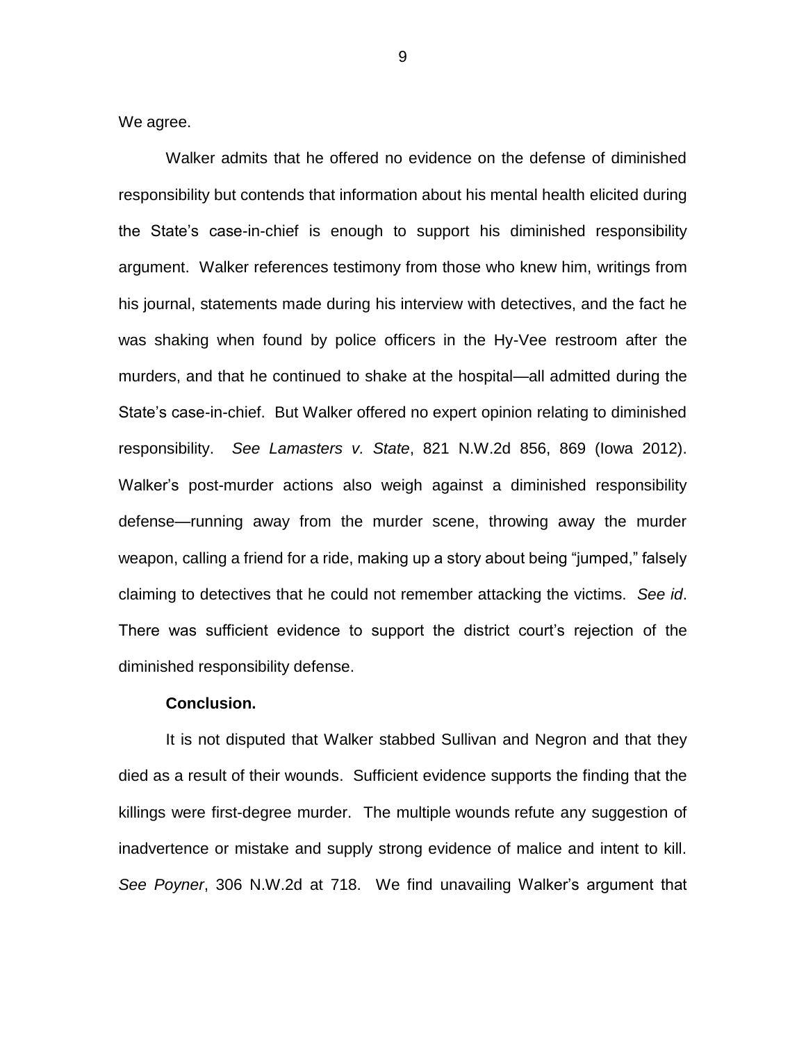We agree.

Walker admits that he offered no evidence on the defense of diminished responsibility but contends that information about his mental health elicited during the State's case-in-chief is enough to support his diminished responsibility argument. Walker references testimony from those who knew him, writings from his journal, statements made during his interview with detectives, and the fact he was shaking when found by police officers in the Hy-Vee restroom after the murders, and that he continued to shake at the hospital—all admitted during the State's case-in-chief. But Walker offered no expert opinion relating to diminished responsibility. *See Lamasters v. State*, 821 N.W.2d 856, 869 (Iowa 2012). Walker's post-murder actions also weigh against a diminished responsibility defense—running away from the murder scene, throwing away the murder weapon, calling a friend for a ride, making up a story about being "jumped," falsely claiming to detectives that he could not remember attacking the victims. *See id*. There was sufficient evidence to support the district court's rejection of the diminished responsibility defense.

**Conclusion.**

It is not disputed that Walker stabbed Sullivan and Negron and that they died as a result of their wounds. Sufficient evidence supports the finding that the killings were first-degree murder. The multiple wounds refute any suggestion of inadvertence or mistake and supply strong evidence of malice and intent to kill. *See Poyner*, 306 N.W.2d at 718. We find unavailing Walker's argument that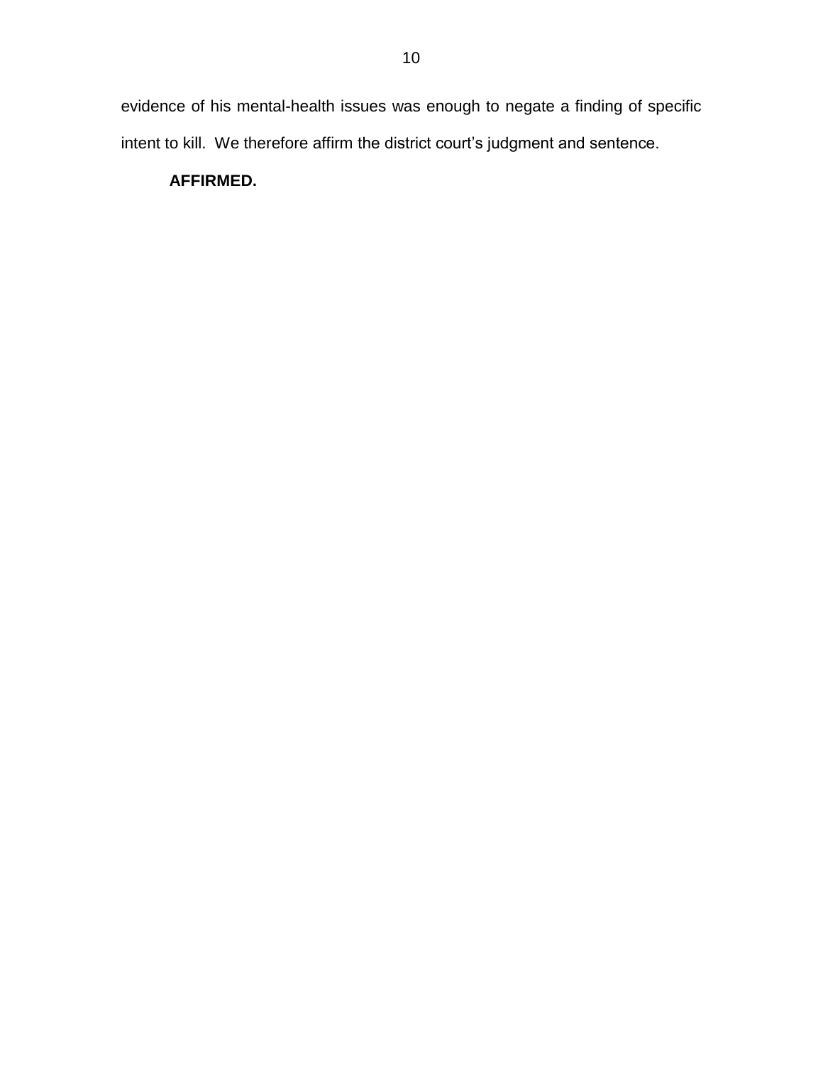evidence of his mental-health issues was enough to negate a finding of specific intent to kill. We therefore affirm the district court's judgment and sentence.

**AFFIRMED.**